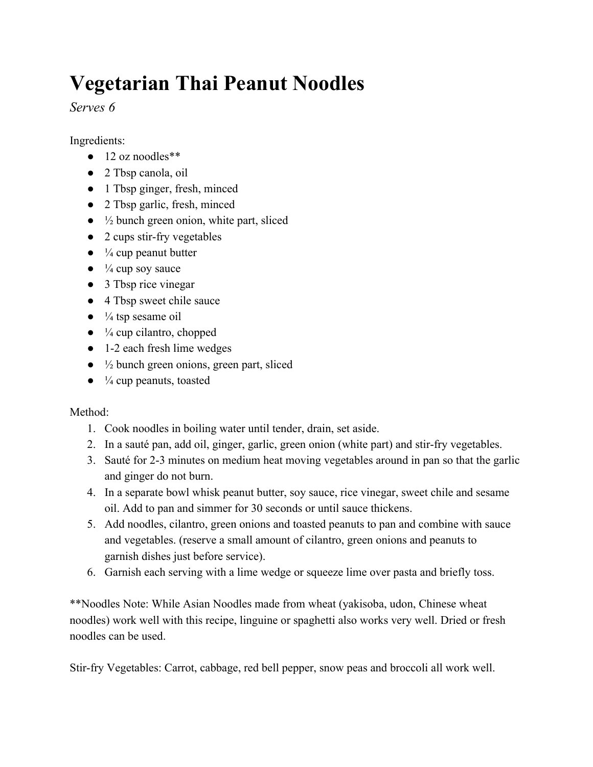# Vegetarian Thai Peanut Noodles

*Serves 6*

Ingredients:

- 12 oz noodles**
- 2 Tbsp canola, oil
- 1 Tbsp ginger, fresh, minced
- 2 Tbsp garlic, fresh, minced
- ½ bunch green onion, white part, sliced
- 2 cups stir-fry vegetables
- ¼ cup peanut butter
- ¼ cup soy sauce
- 3 Tbsp rice vinegar
- 4 Tbsp sweet chile sauce
- ¼ tsp sesame oil
- ¼ cup cilantro, chopped
- 1-2 each fresh lime wedges
- ½ bunch green onions, green part, sliced
- ¼ cup peanuts, toasted

Method:

1. Cook noodles in boiling water until tender, drain, set aside.
2. In a sauté pan, add oil, ginger, garlic, green onion (white part) and stir-fry vegetables.
3. Sauté for 2-3 minutes on medium heat moving vegetables around in pan so that the garlic and ginger do not burn.
4. In a separate bowl whisk peanut butter, soy sauce, rice vinegar, sweet chile and sesame oil. Add to pan and simmer for 30 seconds or until sauce thickens.
5. Add noodles, cilantro, green onions and toasted peanuts to pan and combine with sauce and vegetables. (reserve a small amount of cilantro, green onions and peanuts to garnish dishes just before service).
6. Garnish each serving with a lime wedge or squeeze lime over pasta and briefly toss.

**Noodles Note: While Asian Noodles made from wheat (yakisoba, udon, Chinese wheat noodles) work well with this recipe, linguine or spaghetti also works very well. Dried or fresh noodles can be used.

Stir-fry Vegetables: Carrot, cabbage, red bell pepper, snow peas and broccoli all work well.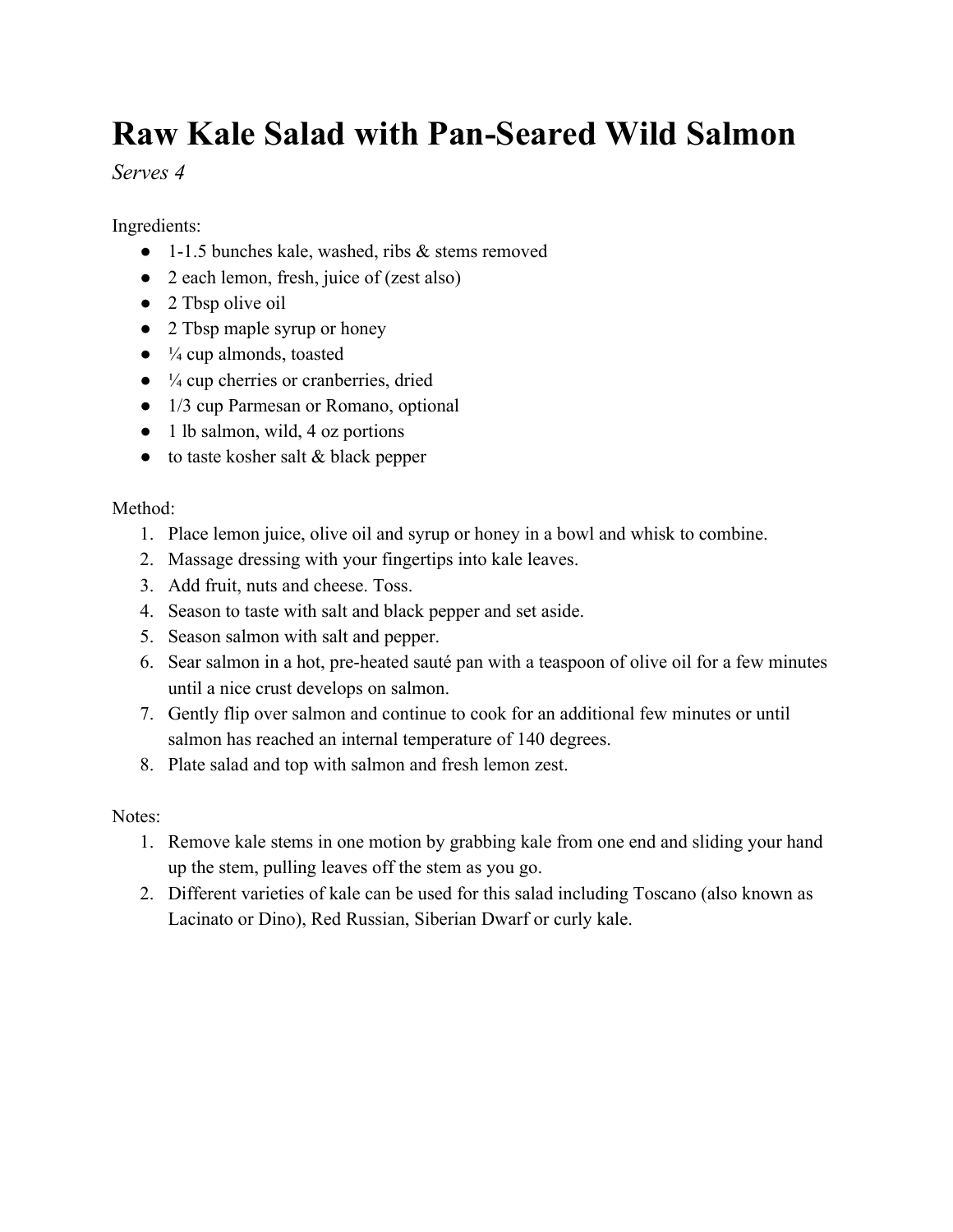# Raw Kale Salad with Pan-Seared Wild Salmon

*Serves 4*

Ingredients:

- 1-1.5 bunches kale, washed, ribs & stems removed
- 2 each lemon, fresh, juice of (zest also)
- 2 Tbsp olive oil
- 2 Tbsp maple syrup or honey
- ¼ cup almonds, toasted
- ¼ cup cherries or cranberries, dried
- 1/3 cup Parmesan or Romano, optional
- 1 lb salmon, wild, 4 oz portions
- to taste kosher salt & black pepper

Method:

1. Place lemon juice, olive oil and syrup or honey in a bowl and whisk to combine.
2. Massage dressing with your fingertips into kale leaves.
3. Add fruit, nuts and cheese. Toss.
4. Season to taste with salt and black pepper and set aside.
5. Season salmon with salt and pepper.
6. Sear salmon in a hot, pre-heated sauté pan with a teaspoon of olive oil for a few minutes until a nice crust develops on salmon.
7. Gently flip over salmon and continue to cook for an additional few minutes or until salmon has reached an internal temperature of 140 degrees.
8. Plate salad and top with salmon and fresh lemon zest.

Notes:

1. Remove kale stems in one motion by grabbing kale from one end and sliding your hand up the stem, pulling leaves off the stem as you go.
2. Different varieties of kale can be used for this salad including Toscano (also known as Lacinato or Dino), Red Russian, Siberian Dwarf or curly kale.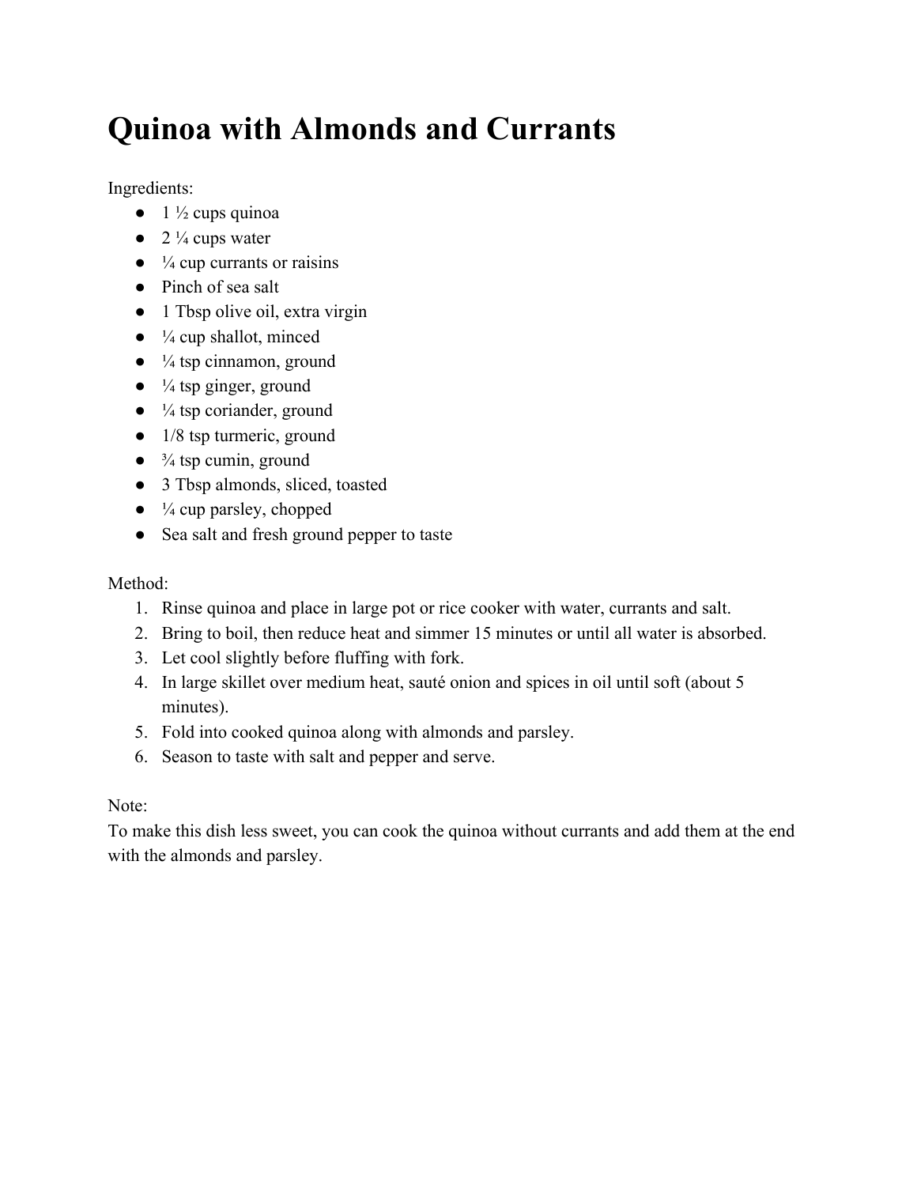# Quinoa with Almonds and Currants

Ingredients:

- 1 ½ cups quinoa
- 2 ¼ cups water
- ¼ cup currants or raisins
- Pinch of sea salt
- 1 Tbsp olive oil, extra virgin
- ¼ cup shallot, minced
- ¼ tsp cinnamon, ground
- ¼ tsp ginger, ground
- ¼ tsp coriander, ground
- 1/8 tsp turmeric, ground
- ¾ tsp cumin, ground
- 3 Tbsp almonds, sliced, toasted
- ¼ cup parsley, chopped
- Sea salt and fresh ground pepper to taste

Method:

1. Rinse quinoa and place in large pot or rice cooker with water, currants and salt.
2. Bring to boil, then reduce heat and simmer 15 minutes or until all water is absorbed.
3. Let cool slightly before fluffing with fork.
4. In large skillet over medium heat, sauté onion and spices in oil until soft (about 5 minutes).
5. Fold into cooked quinoa along with almonds and parsley.
6. Season to taste with salt and pepper and serve.

Note:
To make this dish less sweet, you can cook the quinoa without currants and add them at the end with the almonds and parsley.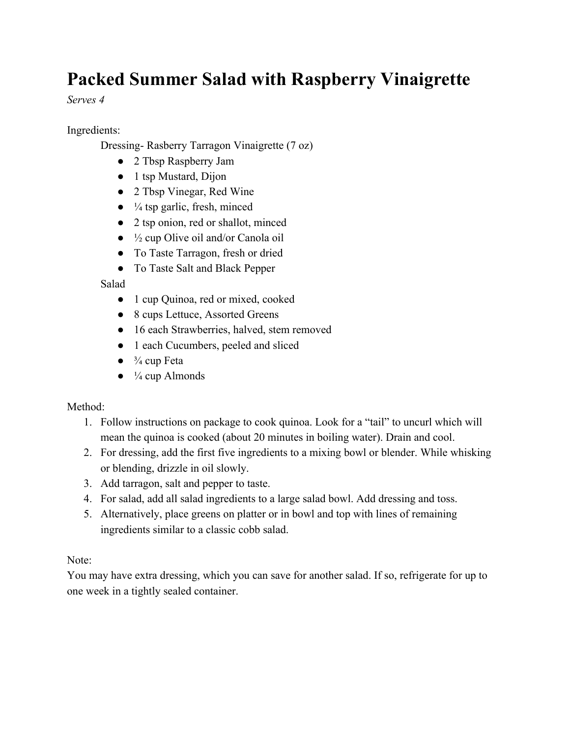# Packed Summer Salad with Raspberry Vinaigrette

*Serves 4*

Ingredients:

Dressing- Rasberry Tarragon Vinaigrette (7 oz)

- 2 Tbsp Raspberry Jam
- 1 tsp Mustard, Dijon
- 2 Tbsp Vinegar, Red Wine
- ¼ tsp garlic, fresh, minced
- 2 tsp onion, red or shallot, minced
- ½ cup Olive oil and/or Canola oil
- To Taste Tarragon, fresh or dried
- To Taste Salt and Black Pepper

Salad

- 1 cup Quinoa, red or mixed, cooked
- 8 cups Lettuce, Assorted Greens
- 16 each Strawberries, halved, stem removed
- 1 each Cucumbers, peeled and sliced
- ¾ cup Feta
- ¼ cup Almonds

Method:

1. Follow instructions on package to cook quinoa. Look for a "tail" to uncurl which will mean the quinoa is cooked (about 20 minutes in boiling water). Drain and cool.
2. For dressing, add the first five ingredients to a mixing bowl or blender. While whisking or blending, drizzle in oil slowly.
3. Add tarragon, salt and pepper to taste.
4. For salad, add all salad ingredients to a large salad bowl. Add dressing and toss.
5. Alternatively, place greens on platter or in bowl and top with lines of remaining ingredients similar to a classic cobb salad.

Note:

You may have extra dressing, which you can save for another salad. If so, refrigerate for up to one week in a tightly sealed container.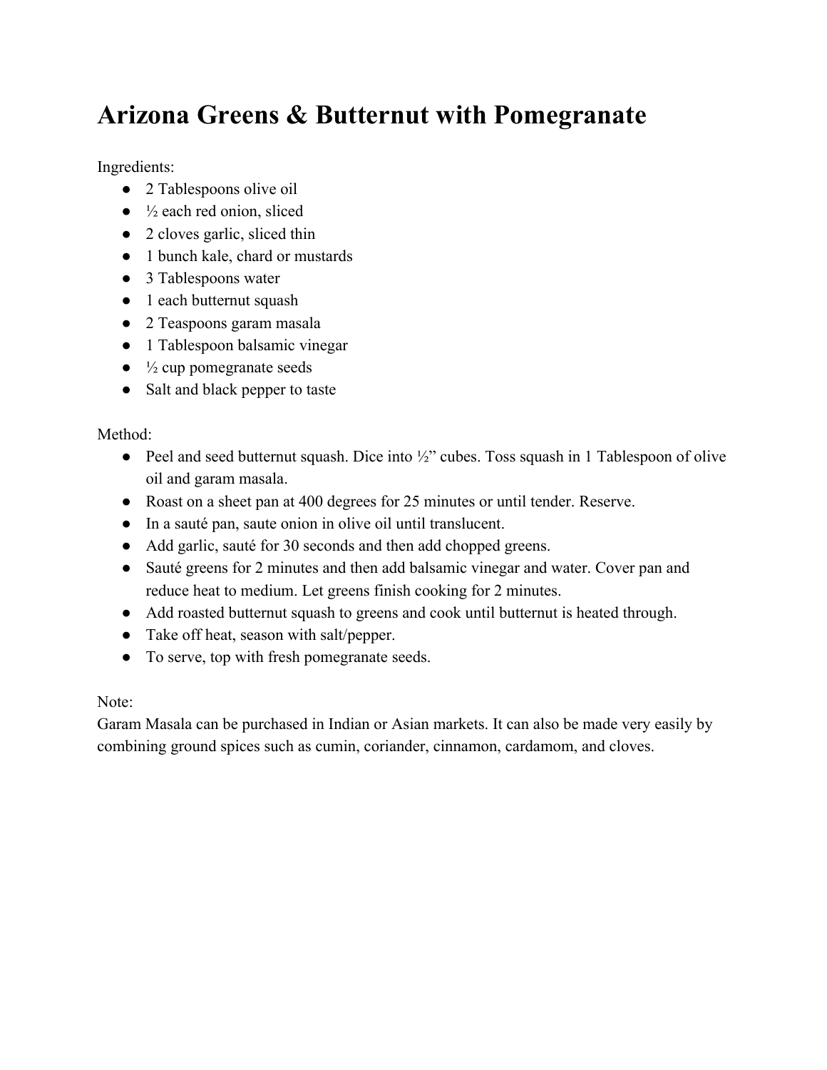# Arizona Greens & Butternut with Pomegranate

Ingredients:

- 2 Tablespoons olive oil
- ½ each red onion, sliced
- 2 cloves garlic, sliced thin
- 1 bunch kale, chard or mustards
- 3 Tablespoons water
- 1 each butternut squash
- 2 Teaspoons garam masala
- 1 Tablespoon balsamic vinegar
- ½ cup pomegranate seeds
- Salt and black pepper to taste

Method:

- Peel and seed butternut squash. Dice into ½" cubes. Toss squash in 1 Tablespoon of olive oil and garam masala.
- Roast on a sheet pan at 400 degrees for 25 minutes or until tender. Reserve.
- In a sauté pan, saute onion in olive oil until translucent.
- Add garlic, sauté for 30 seconds and then add chopped greens.
- Sauté greens for 2 minutes and then add balsamic vinegar and water. Cover pan and reduce heat to medium. Let greens finish cooking for 2 minutes.
- Add roasted butternut squash to greens and cook until butternut is heated through.
- Take off heat, season with salt/pepper.
- To serve, top with fresh pomegranate seeds.

Note:
Garam Masala can be purchased in Indian or Asian markets. It can also be made very easily by combining ground spices such as cumin, coriander, cinnamon, cardamom, and cloves.